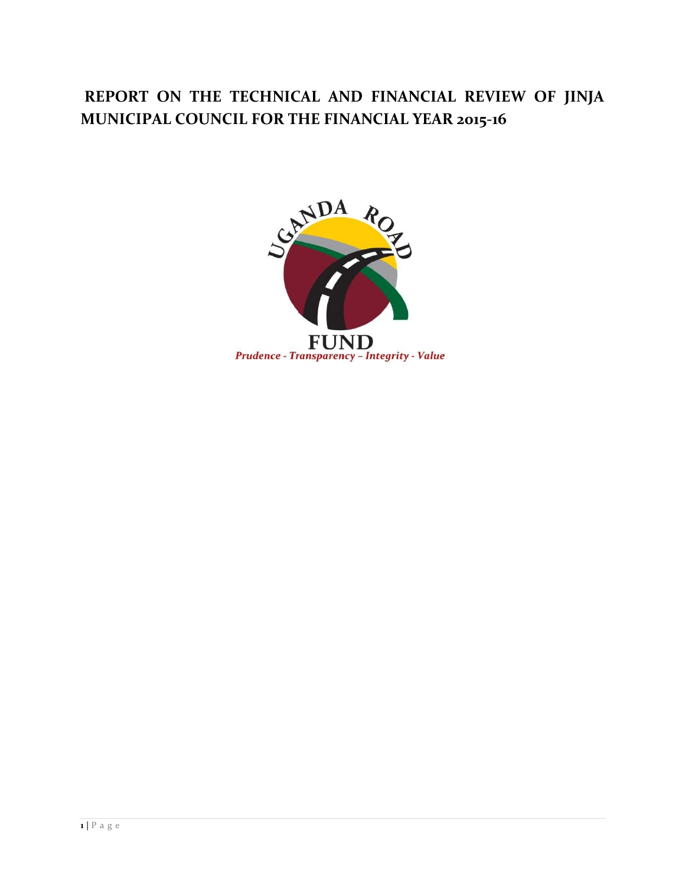# REPORT ON THE TECHNICAL AND FINANCIAL REVIEW OF JINJA MUNICIPAL COUNCIL FOR THE FINANCIAL YEAR 2015-16

UGANDA ROAD FUND

*Prudence - Transparency – Integrity - Value*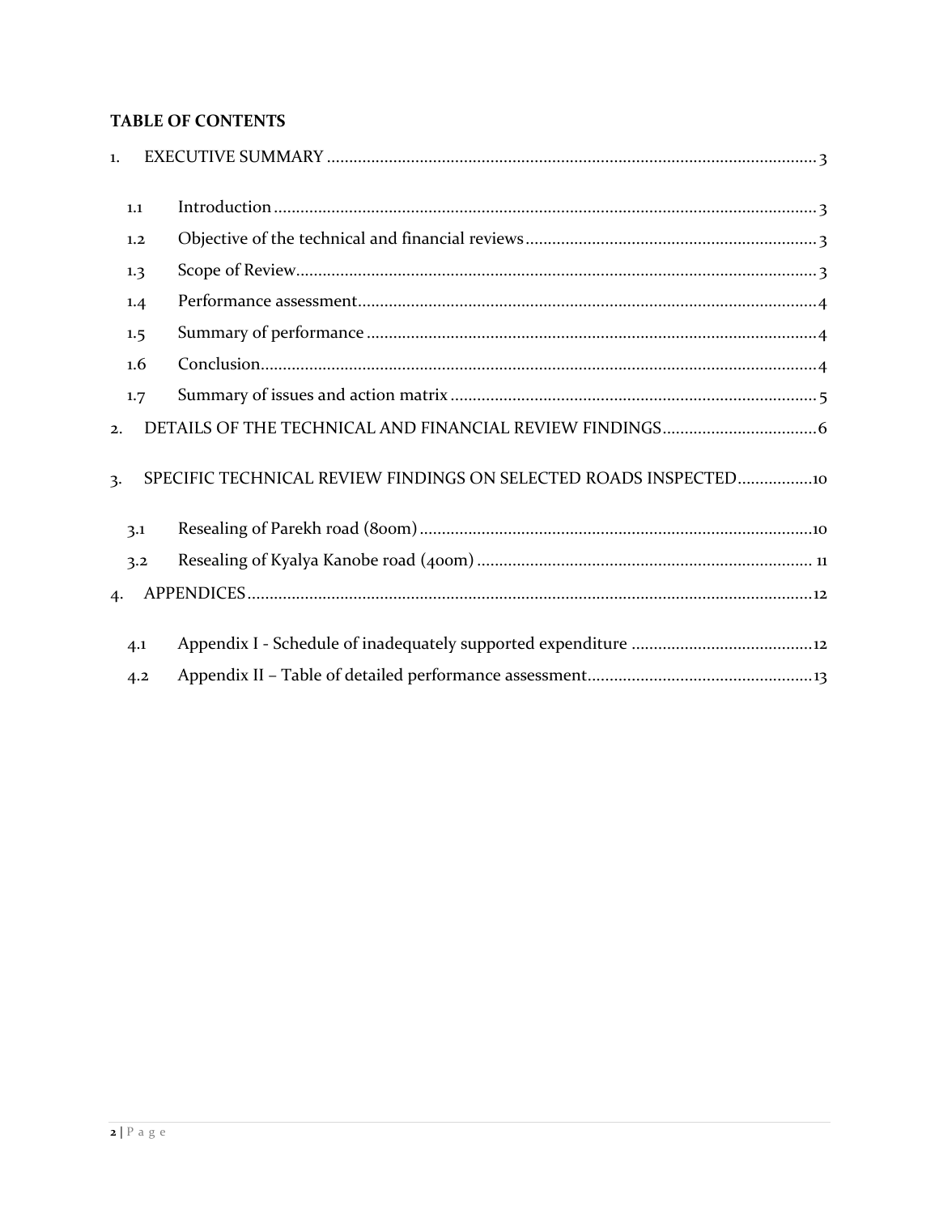**TABLE OF CONTENTS**

1. EXECUTIVE SUMMARY ..... 3
   - 1.1 Introduction ..... 3
   - 1.2 Objective of the technical and financial reviews ..... 3
   - 1.3 Scope of Review ..... 3
   - 1.4 Performance assessment ..... 4
   - 1.5 Summary of performance ..... 4
   - 1.6 Conclusion ..... 4
   - 1.7 Summary of issues and action matrix ..... 5
2. DETAILS OF THE TECHNICAL AND FINANCIAL REVIEW FINDINGS ..... 6
3. SPECIFIC TECHNICAL REVIEW FINDINGS ON SELECTED ROADS INSPECTED ..... 10
   - 3.1 Resealing of Parekh road (800m) ..... 10
   - 3.2 Resealing of Kyalya Kanobe road (400m) ..... 11
4. APPENDICES ..... 12
   - 4.1 Appendix I - Schedule of inadequately supported expenditure ..... 12
   - 4.2 Appendix II – Table of detailed performance assessment ..... 13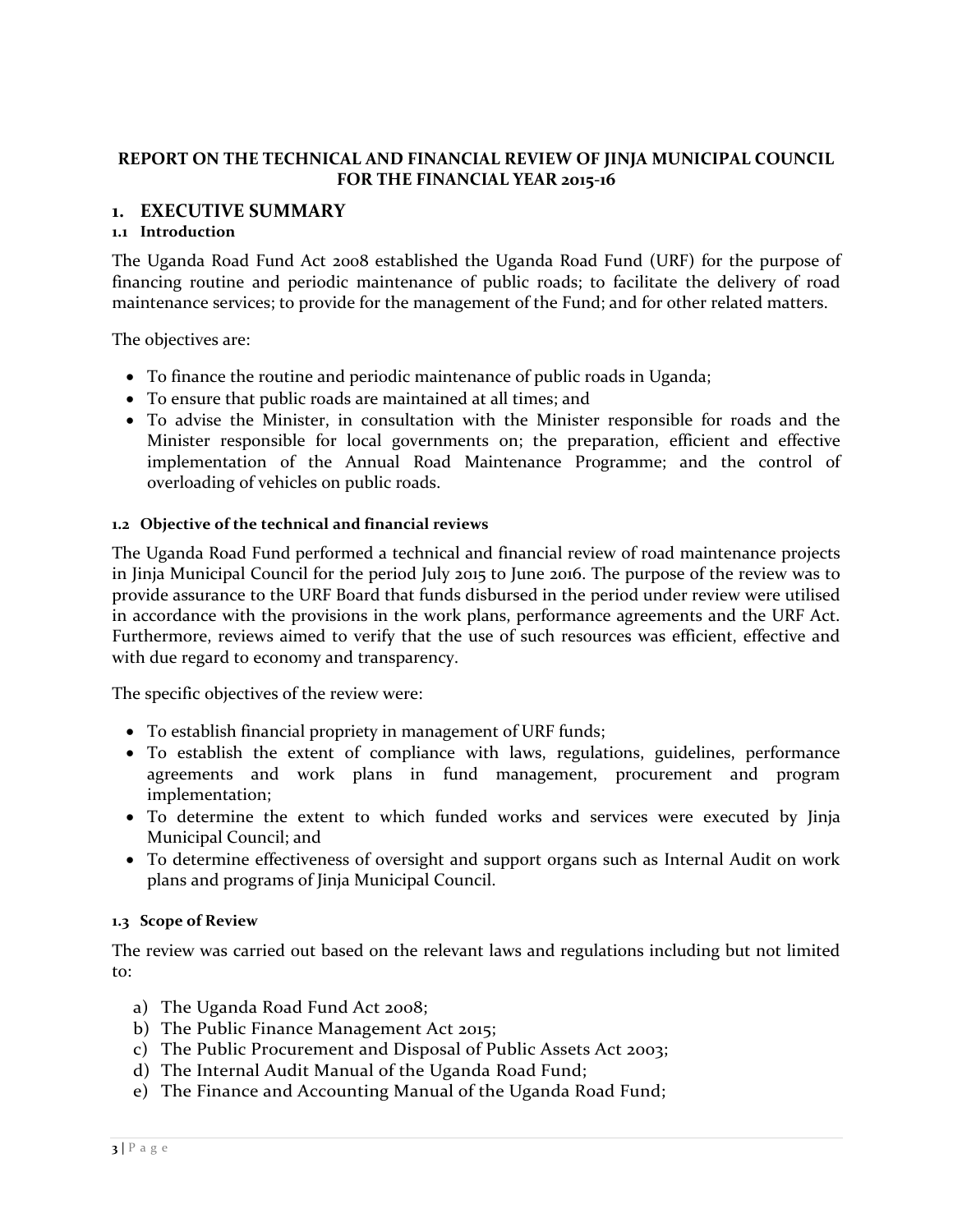**REPORT ON THE TECHNICAL AND FINANCIAL REVIEW OF JINJA MUNICIPAL COUNCIL FOR THE FINANCIAL YEAR 2015-16**

# 1. EXECUTIVE SUMMARY

### 1.1 Introduction

The Uganda Road Fund Act 2008 established the Uganda Road Fund (URF) for the purpose of financing routine and periodic maintenance of public roads; to facilitate the delivery of road maintenance services; to provide for the management of the Fund; and for other related matters.

The objectives are:

- To finance the routine and periodic maintenance of public roads in Uganda;
- To ensure that public roads are maintained at all times; and
- To advise the Minister, in consultation with the Minister responsible for roads and the Minister responsible for local governments on; the preparation, efficient and effective implementation of the Annual Road Maintenance Programme; and the control of overloading of vehicles on public roads.

### 1.2 Objective of the technical and financial reviews

The Uganda Road Fund performed a technical and financial review of road maintenance projects in Jinja Municipal Council for the period July 2015 to June 2016. The purpose of the review was to provide assurance to the URF Board that funds disbursed in the period under review were utilised in accordance with the provisions in the work plans, performance agreements and the URF Act. Furthermore, reviews aimed to verify that the use of such resources was efficient, effective and with due regard to economy and transparency.

The specific objectives of the review were:

- To establish financial propriety in management of URF funds;
- To establish the extent of compliance with laws, regulations, guidelines, performance agreements and work plans in fund management, procurement and program implementation;
- To determine the extent to which funded works and services were executed by Jinja Municipal Council; and
- To determine effectiveness of oversight and support organs such as Internal Audit on work plans and programs of Jinja Municipal Council.

### 1.3 Scope of Review

The review was carried out based on the relevant laws and regulations including but not limited to:

a) The Uganda Road Fund Act 2008;
b) The Public Finance Management Act 2015;
c) The Public Procurement and Disposal of Public Assets Act 2003;
d) The Internal Audit Manual of the Uganda Road Fund;
e) The Finance and Accounting Manual of the Uganda Road Fund;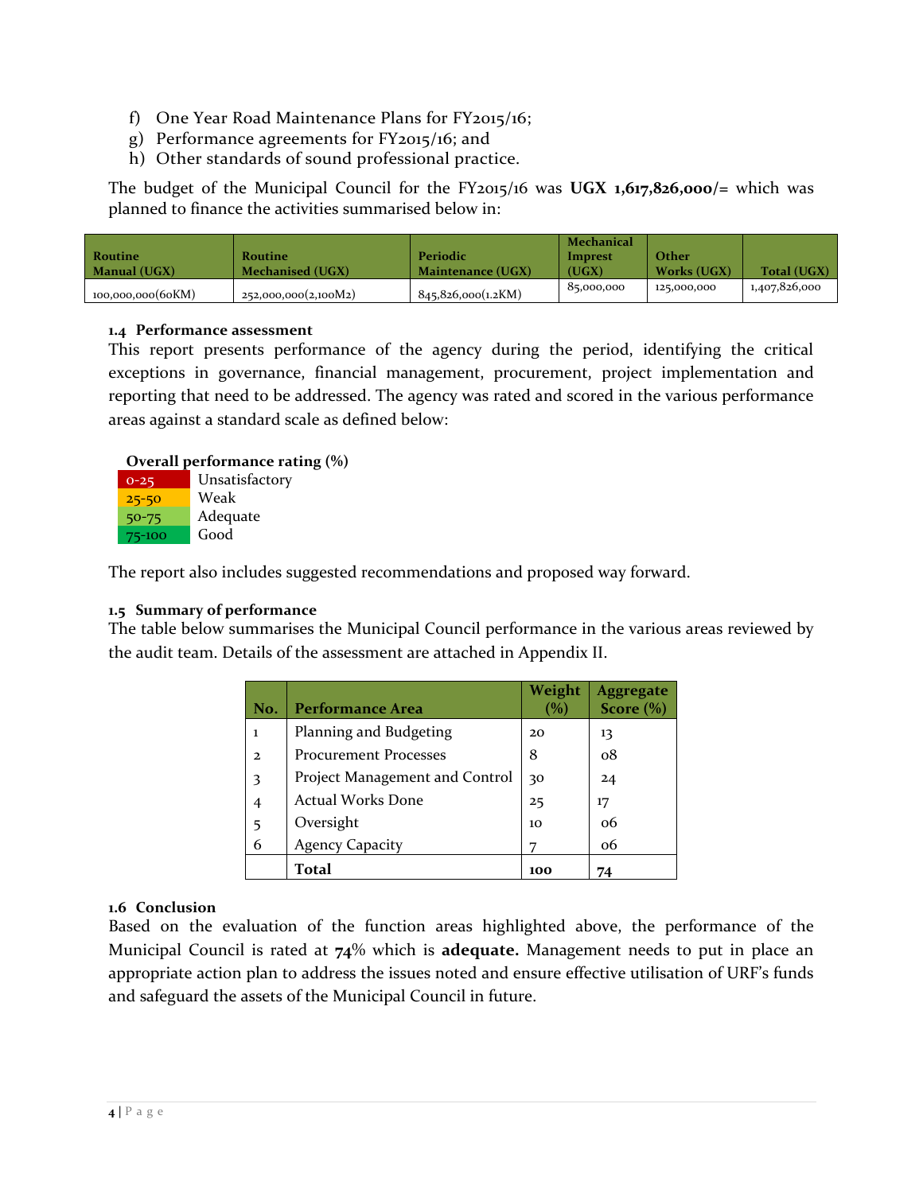f) One Year Road Maintenance Plans for FY2015/16;
g) Performance agreements for FY2015/16; and
h) Other standards of sound professional practice.

The budget of the Municipal Council for the FY2015/16 was **UGX 1,617,826,000/=** which was planned to finance the activities summarised below in:

| Routine Manual (UGX) | Routine Mechanised (UGX) | Periodic Maintenance (UGX) | Mechanical Imprest (UGX) | Other Works (UGX) | Total (UGX) |
|---|---|---|---|---|---|
| 100,000,000(60KM) | 252,000,000(2,100M2) | 845,826,000(1.2KM) | 85,000,000 | 125,000,000 | 1,407,826,000 |

### 1.4 Performance assessment

This report presents performance of the agency during the period, identifying the critical exceptions in governance, financial management, procurement, project implementation and reporting that need to be addressed. The agency was rated and scored in the various performance areas against a standard scale as defined below:

**Overall performance rating (%)**

| | |
|---|---|
| 0-25 | Unsatisfactory |
| 25-50 | Weak |
| 50-75 | Adequate |
| 75-100 | Good |

The report also includes suggested recommendations and proposed way forward.

### 1.5 Summary of performance

The table below summarises the Municipal Council performance in the various areas reviewed by the audit team. Details of the assessment are attached in Appendix II.

| No. | Performance Area | Weight (%) | Aggregate Score (%) |
|---|---|---|---|
| 1 | Planning and Budgeting | 20 | 13 |
| 2 | Procurement Processes | 8 | 08 |
| 3 | Project Management and Control | 30 | 24 |
| 4 | Actual Works Done | 25 | 17 |
| 5 | Oversight | 10 | 06 |
| 6 | Agency Capacity | 7 | 06 |
| | **Total** | **100** | **74** |

### 1.6 Conclusion

Based on the evaluation of the function areas highlighted above, the performance of the Municipal Council is rated at **74**% which is **adequate.** Management needs to put in place an appropriate action plan to address the issues noted and ensure effective utilisation of URF's funds and safeguard the assets of the Municipal Council in future.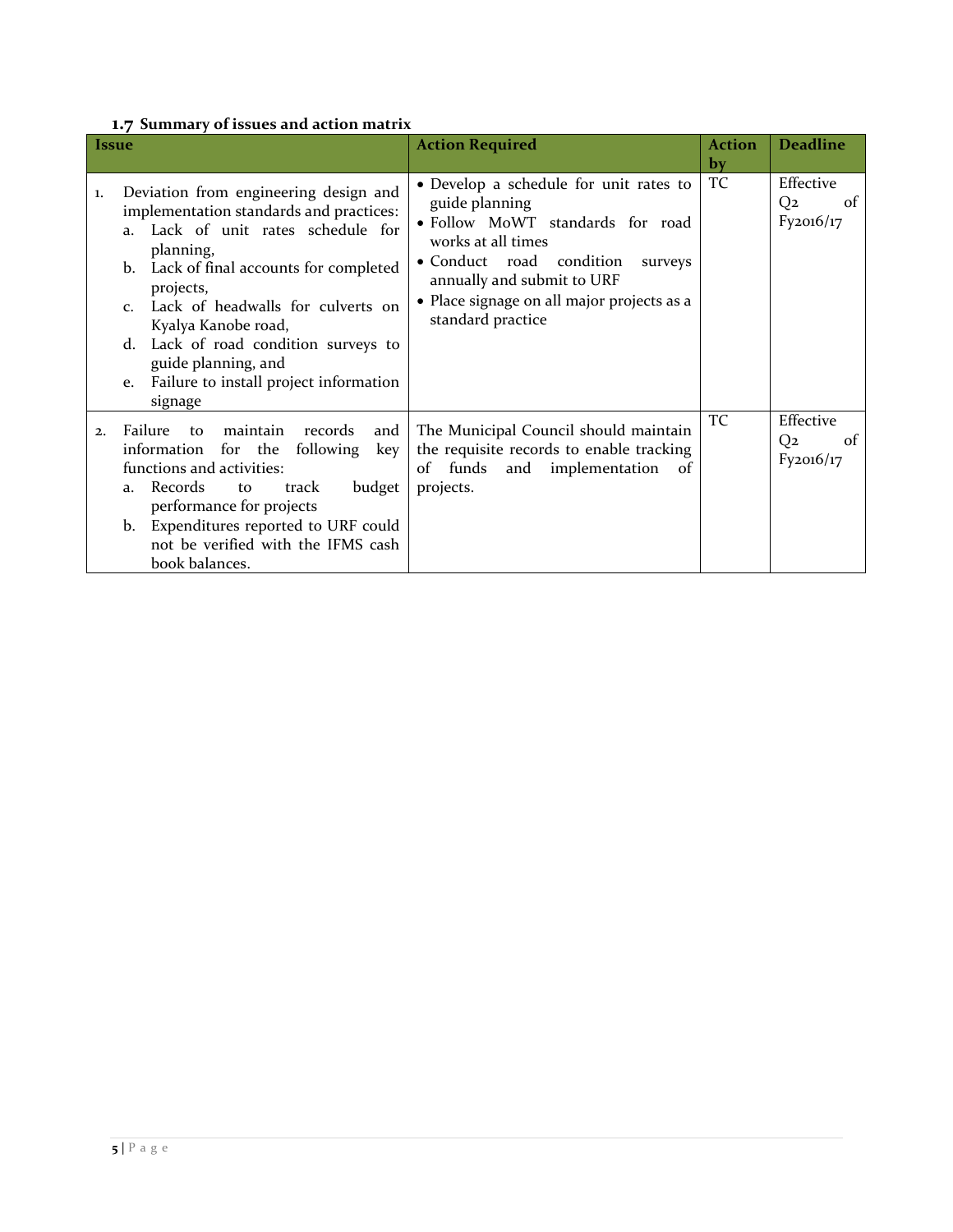### 1.7 Summary of issues and action matrix

| Issue | Action Required | Action by | Deadline |
|---|---|---|---|
| 1. Deviation from engineering design and implementation standards and practices:<br>a. Lack of unit rates schedule for planning,<br>b. Lack of final accounts for completed projects,<br>c. Lack of headwalls for culverts on Kyalya Kanobe road,<br>d. Lack of road condition surveys to guide planning, and<br>e. Failure to install project information signage | • Develop a schedule for unit rates to guide planning<br>• Follow MoWT standards for road works at all times<br>• Conduct road condition surveys annually and submit to URF<br>• Place signage on all major projects as a standard practice | TC | Effective Q2 of Fy2016/17 |
| 2. Failure to maintain records and information for the following key functions and activities:<br>a. Records to track budget performance for projects<br>b. Expenditures reported to URF could not be verified with the IFMS cash book balances. | The Municipal Council should maintain the requisite records to enable tracking of funds and implementation of projects. | TC | Effective Q2 of Fy2016/17 |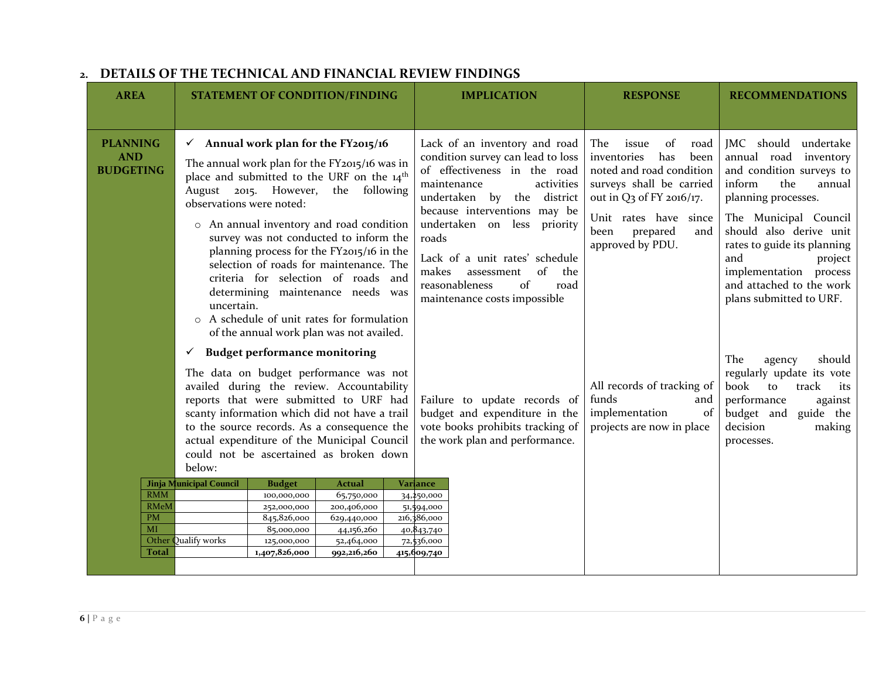## 2. DETAILS OF THE TECHNICAL AND FINANCIAL REVIEW FINDINGS

| AREA | STATEMENT OF CONDITION/FINDING | IMPLICATION | RESPONSE | RECOMMENDATIONS |
|---|---|---|---|---|
| **PLANNING AND BUDGETING** | ✓ **Annual work plan for the FY2015/16**<br><br>The annual work plan for the FY2015/16 was in place and submitted to the URF on the 14th August 2015. However, the following observations were noted:<br><br>○ An annual inventory and road condition survey was not conducted to inform the planning process for the FY2015/16 in the selection of roads for maintenance. The criteria for selection of roads and determining maintenance needs was uncertain.<br>○ A schedule of unit rates for formulation of the annual work plan was not availed. | Lack of an inventory and road condition survey can lead to loss of effectiveness in the road maintenance activities undertaken by the district because interventions may be undertaken on less priority roads<br><br>Lack of a unit rates' schedule makes assessment of the reasonableness of road maintenance costs impossible | The issue of road inventories has been noted and road condition surveys shall be carried out in Q3 of FY 2016/17.<br><br>Unit rates have since been prepared and approved by PDU. | JMC should undertake annual road inventory and condition surveys to inform the annual planning processes.<br><br>The Municipal Council should also derive unit rates to guide its planning and project implementation process and attached to the work plans submitted to URF. |
| | ✓ **Budget performance monitoring**<br><br>The data on budget performance was not availed during the review. Accountability reports that were submitted to URF had scanty information which did not have a trail to the source records. As a consequence the actual expenditure of the Municipal Council could not be ascertained as broken down below: | Failure to update records of budget and expenditure in the vote books prohibits tracking of the work plan and performance. | All records of tracking of funds and implementation of projects are now in place | The agency should regularly update its vote book to track its performance against budget and guide the decision making processes. |

| Jinja Municipal Council | | Budget | Actual | Variance |
|---|---|---|---|---|
| RMM | | 100,000,000 | 65,750,000 | 34,250,000 |
| RMeM | | 252,000,000 | 200,406,000 | 51,594,000 |
| PM | | 845,826,000 | 629,440,000 | 216,386,000 |
| MI | | 85,000,000 | 44,156,260 | 40,843,740 |
| Other Qualify works | | 125,000,000 | 52,464,000 | 72,536,000 |
| **Total** | | **1,407,826,000** | **992,216,260** | **415,609,740** |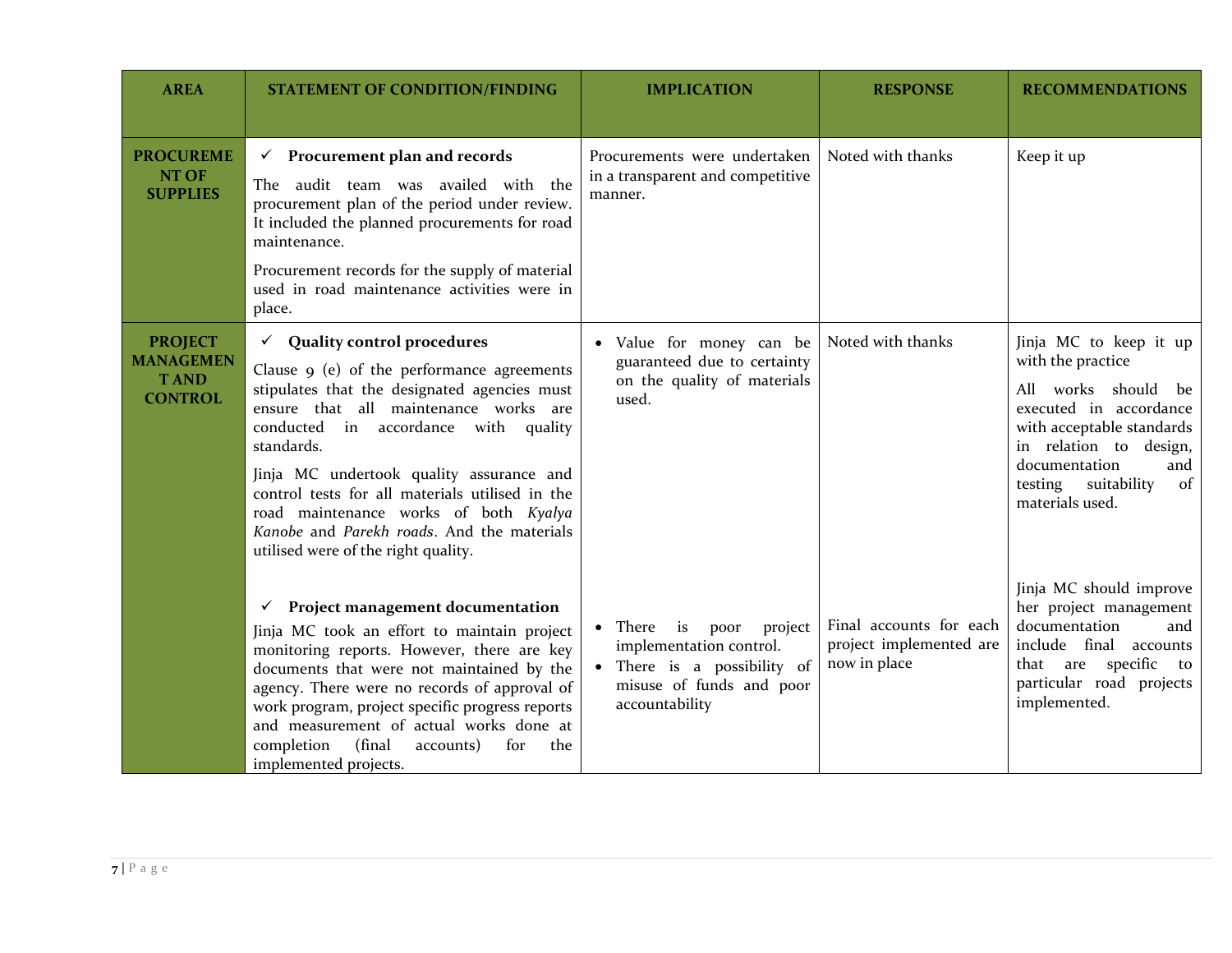| AREA | STATEMENT OF CONDITION/FINDING | IMPLICATION | RESPONSE | RECOMMENDATIONS |
|---|---|---|---|---|
| **PROCUREMENT OF SUPPLIES** | ✓ **Procurement plan and records**<br><br>The audit team was availed with the procurement plan of the period under review. It included the planned procurements for road maintenance.<br><br>Procurement records for the supply of material used in road maintenance activities were in place. | Procurements were undertaken in a transparent and competitive manner. | Noted with thanks | Keep it up |
| **PROJECT MANAGEMENT AND CONTROL** | ✓ **Quality control procedures**<br><br>Clause 9 (e) of the performance agreements stipulates that the designated agencies must ensure that all maintenance works are conducted in accordance with quality standards.<br><br>Jinja MC undertook quality assurance and control tests for all materials utilised in the road maintenance works of both *Kyalya Kanobe* and *Parekh roads*. And the materials utilised were of the right quality. | • Value for money can be guaranteed due to certainty on the quality of materials used. | Noted with thanks | Jinja MC to keep it up with the practice<br><br>All works should be executed in accordance with acceptable standards in relation to design, documentation and testing suitability of materials used. |
| | ✓ **Project management documentation**<br><br>Jinja MC took an effort to maintain project monitoring reports. However, there are key documents that were not maintained by the agency. There were no records of approval of work program, project specific progress reports and measurement of actual works done at completion (final accounts) for the implemented projects. | • There is poor project implementation control.<br>• There is a possibility of misuse of funds and poor accountability | Final accounts for each project implemented are now in place | Jinja MC should improve her project management documentation and include final accounts that are specific to particular road projects implemented. |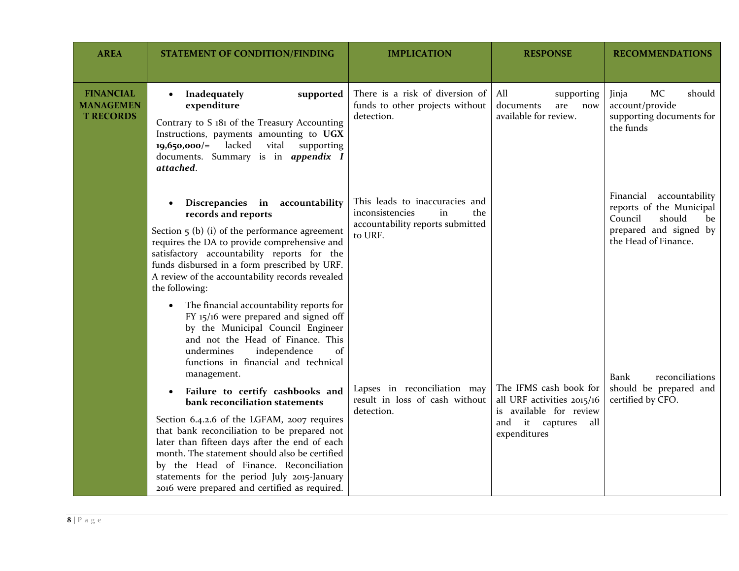| AREA | STATEMENT OF CONDITION/FINDING | IMPLICATION | RESPONSE | RECOMMENDATIONS |
|---|---|---|---|---|
| **FINANCIAL MANAGEMENT RECORDS** | • **Inadequately supported expenditure**<br><br>Contrary to S 181 of the Treasury Accounting Instructions, payments amounting to **UGX 19,650,000/=** lacked vital supporting documents. Summary is in ***appendix I attached***. | There is a risk of diversion of funds to other projects without detection. | All supporting documents are now available for review. | Jinja MC should account/provide supporting documents for the funds |
| | • **Discrepancies in accountability records and reports**<br><br>Section 5 (b) (i) of the performance agreement requires the DA to provide comprehensive and satisfactory accountability reports for the funds disbursed in a form prescribed by URF. A review of the accountability records revealed the following:<br><br>• The financial accountability reports for FY 15/16 were prepared and signed off by the Municipal Council Engineer and not the Head of Finance. This undermines independence of functions in financial and technical management. | This leads to inaccuracies and inconsistencies in the accountability reports submitted to URF. | | Financial accountability reports of the Municipal Council should be prepared and signed by the Head of Finance. |
| | • **Failure to certify cashbooks and bank reconciliation statements**<br><br>Section 6.4.2.6 of the LGFAM, 2007 requires that bank reconciliation to be prepared not later than fifteen days after the end of each month. The statement should also be certified by the Head of Finance. Reconciliation statements for the period July 2015-January 2016 were prepared and certified as required. | Lapses in reconciliation may result in loss of cash without detection. | The IFMS cash book for all URF activities 2015/16 is available for review and it captures all expenditures | Bank reconciliations should be prepared and certified by CFO. |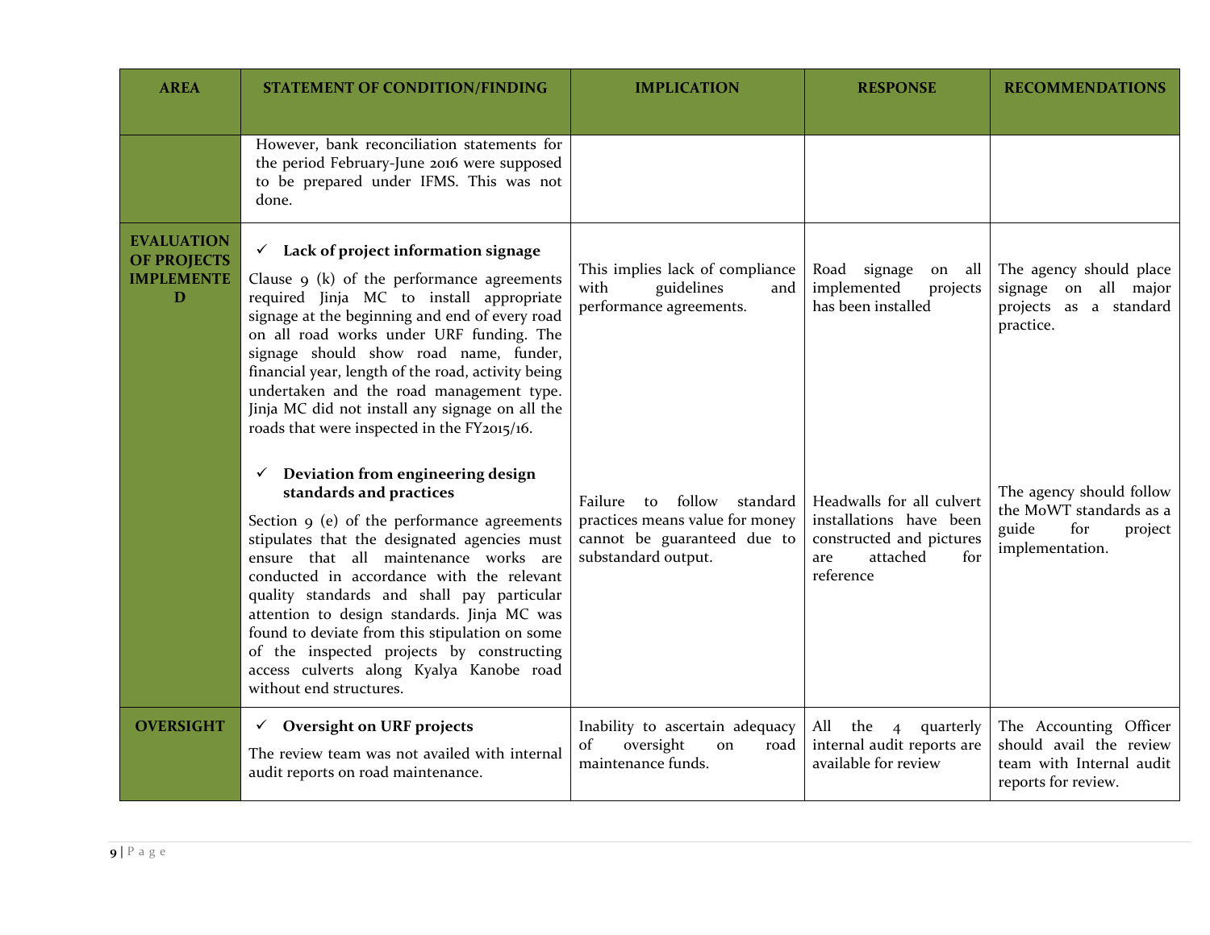| AREA | STATEMENT OF CONDITION/FINDING | IMPLICATION | RESPONSE | RECOMMENDATIONS |
|---|---|---|---|---|
| | However, bank reconciliation statements for the period February-June 2016 were supposed to be prepared under IFMS. This was not done. | | | |
| **EVALUATION OF PROJECTS IMPLEMENTED** | ✓ **Lack of project information signage**<br><br>Clause 9 (k) of the performance agreements required Jinja MC to install appropriate signage at the beginning and end of every road on all road works under URF funding. The signage should show road name, funder, financial year, length of the road, activity being undertaken and the road management type. Jinja MC did not install any signage on all the roads that were inspected in the FY2015/16. | This implies lack of compliance with guidelines and performance agreements. | Road signage on all implemented projects has been installed | The agency should place signage on all major projects as a standard practice. |
| | ✓ **Deviation from engineering design standards and practices**<br><br>Section 9 (e) of the performance agreements stipulates that the designated agencies must ensure that all maintenance works are conducted in accordance with the relevant quality standards and shall pay particular attention to design standards. Jinja MC was found to deviate from this stipulation on some of the inspected projects by constructing access culverts along Kyalya Kanobe road without end structures. | Failure to follow standard practices means value for money cannot be guaranteed due to substandard output. | Headwalls for all culvert installations have been constructed and pictures are attached for reference | The agency should follow the MoWT standards as a guide for project implementation. |
| **OVERSIGHT** | ✓ **Oversight on URF projects**<br><br>The review team was not availed with internal audit reports on road maintenance. | Inability to ascertain adequacy of oversight on road maintenance funds. | All the 4 quarterly internal audit reports are available for review | The Accounting Officer should avail the review team with Internal audit reports for review. |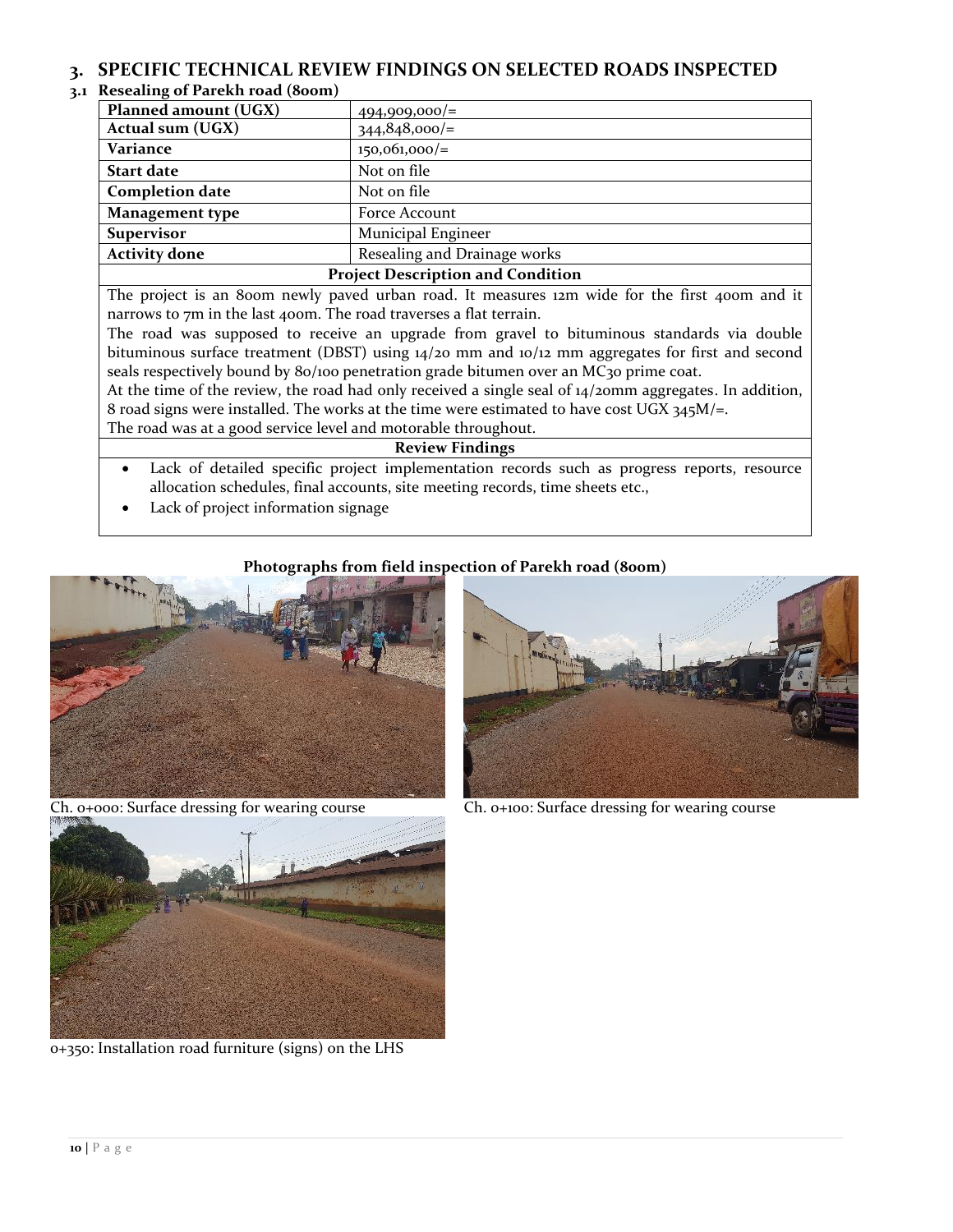# 3. SPECIFIC TECHNICAL REVIEW FINDINGS ON SELECTED ROADS INSPECTED

## 3.1 Resealing of Parekh road (800m)

| Planned amount (UGX) | 494,909,000/= |
|---|---|
| Actual sum (UGX) | 344,848,000/= |
| Variance | 150,061,000/= |
| Start date | Not on file |
| Completion date | Not on file |
| Management type | Force Account |
| Supervisor | Municipal Engineer |
| Activity done | Resealing and Drainage works |

**Project Description and Condition**

The project is an 800m newly paved urban road. It measures 12m wide for the first 400m and it narrows to 7m in the last 400m. The road traverses a flat terrain.

The road was supposed to receive an upgrade from gravel to bituminous standards via double bituminous surface treatment (DBST) using 14/20 mm and 10/12 mm aggregates for first and second seals respectively bound by 80/100 penetration grade bitumen over an MC30 prime coat.

At the time of the review, the road had only received a single seal of 14/20mm aggregates. In addition, 8 road signs were installed. The works at the time were estimated to have cost UGX 345M/=.

The road was at a good service level and motorable throughout.

**Review Findings**

- Lack of detailed specific project implementation records such as progress reports, resource allocation schedules, final accounts, site meeting records, time sheets etc.,
- Lack of project information signage

**Photographs from field inspection of Parekh road (800m)**

Ch. 0+000: Surface dressing for wearing course

Ch. 0+100: Surface dressing for wearing course

0+350: Installation road furniture (signs) on the LHS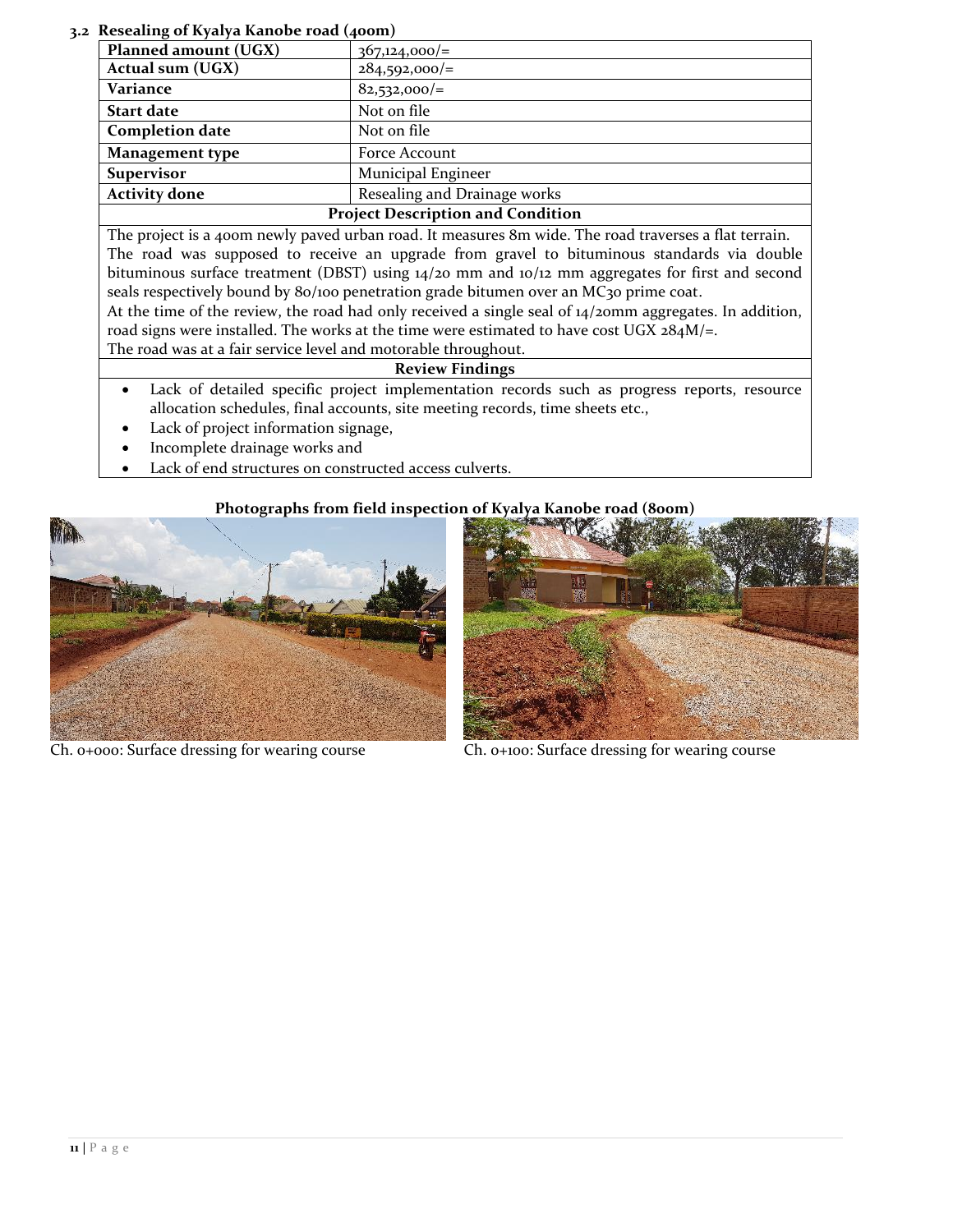### 3.2 Resealing of Kyalya Kanobe road (400m)

| Planned amount (UGX) | 367,124,000/= |
|---|---|
| Actual sum (UGX) | 284,592,000/= |
| Variance | 82,532,000/= |
| Start date | Not on file |
| Completion date | Not on file |
| Management type | Force Account |
| Supervisor | Municipal Engineer |
| Activity done | Resealing and Drainage works |

**Project Description and Condition**

The project is a 400m newly paved urban road. It measures 8m wide. The road traverses a flat terrain. The road was supposed to receive an upgrade from gravel to bituminous standards via double bituminous surface treatment (DBST) using 14/20 mm and 10/12 mm aggregates for first and second seals respectively bound by 80/100 penetration grade bitumen over an MC30 prime coat.

At the time of the review, the road had only received a single seal of 14/20mm aggregates. In addition, road signs were installed. The works at the time were estimated to have cost UGX 284M/=.

The road was at a fair service level and motorable throughout.

**Review Findings**

- Lack of detailed specific project implementation records such as progress reports, resource allocation schedules, final accounts, site meeting records, time sheets etc.,
- Lack of project information signage,
- Incomplete drainage works and
- Lack of end structures on constructed access culverts.

**Photographs from field inspection of Kyalya Kanobe road (800m)**

Ch. 0+000: Surface dressing for wearing course

Ch. 0+100: Surface dressing for wearing course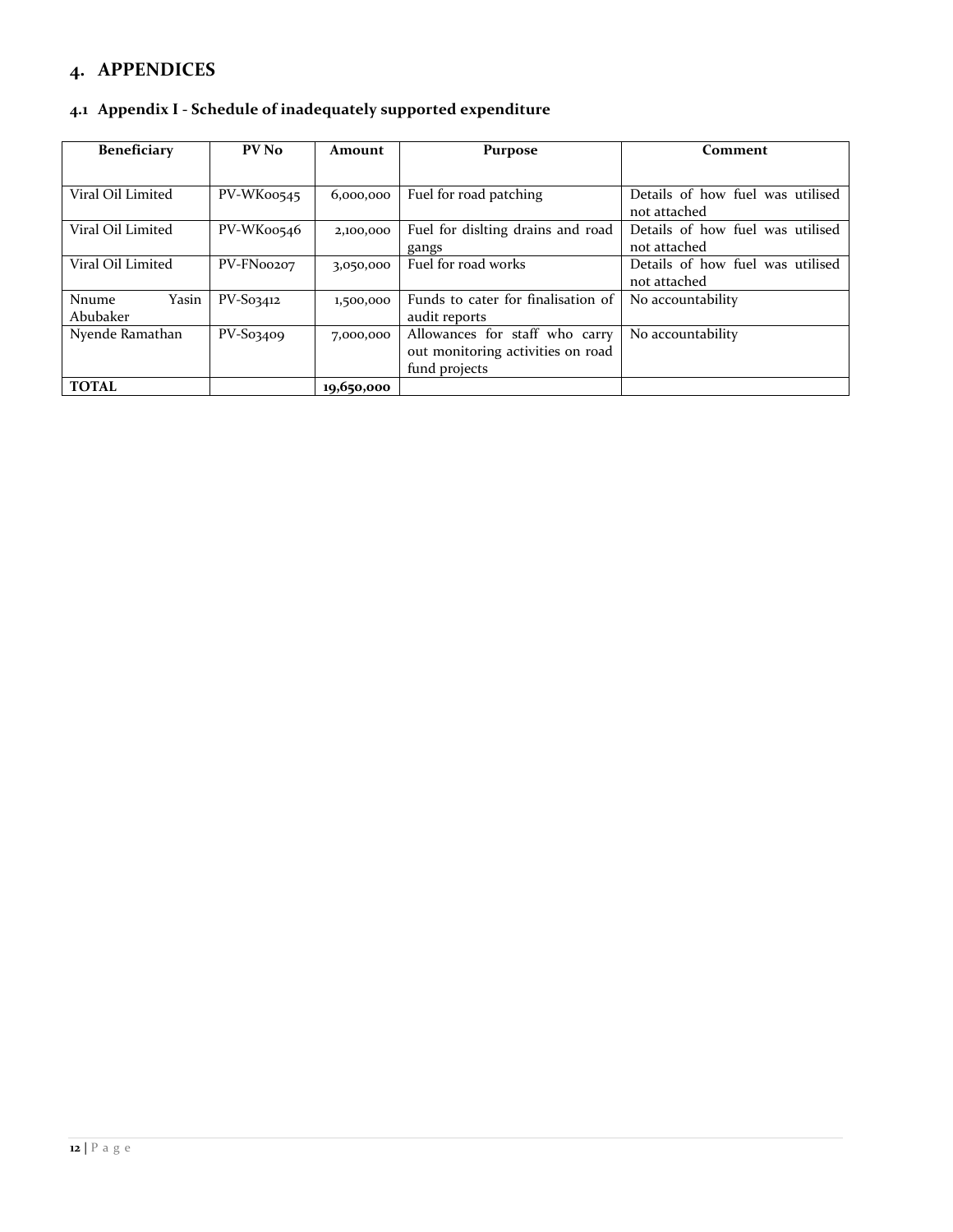# 4. APPENDICES

## 4.1 Appendix I - Schedule of inadequately supported expenditure

| Beneficiary | PV No | Amount | Purpose | Comment |
|---|---|---|---|---|
| Viral Oil Limited | PV-WK00545 | 6,000,000 | Fuel for road patching | Details of how fuel was utilised not attached |
| Viral Oil Limited | PV-WK00546 | 2,100,000 | Fuel for dislting drains and road gangs | Details of how fuel was utilised not attached |
| Viral Oil Limited | PV-FN00207 | 3,050,000 | Fuel for road works | Details of how fuel was utilised not attached |
| Nnume Yasin Abubaker | PV-S03412 | 1,500,000 | Funds to cater for finalisation of audit reports | No accountability |
| Nyende Ramathan | PV-S03409 | 7,000,000 | Allowances for staff who carry out monitoring activities on road fund projects | No accountability |
| **TOTAL** | | **19,650,000** | | |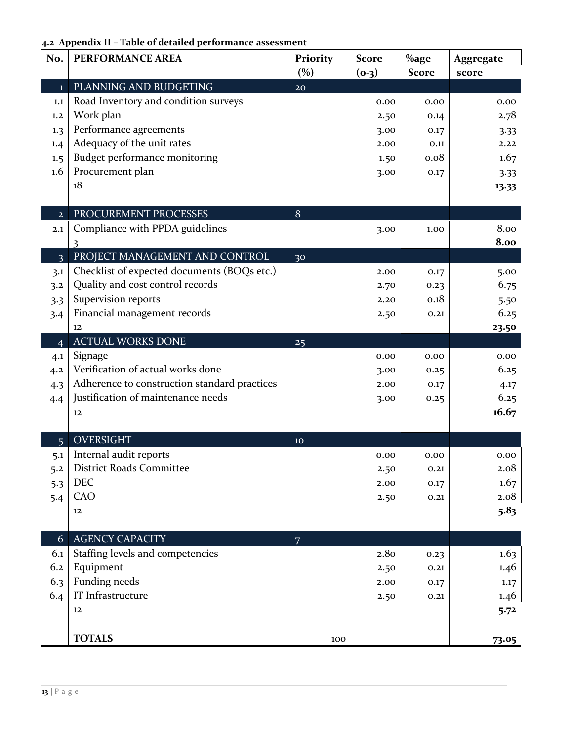### 4.2 Appendix II – Table of detailed performance assessment

| No. | PERFORMANCE AREA | Priority (%) | Score (0-3) | %age Score | Aggregate score |
|---|---|---|---|---|---|
| 1 | PLANNING AND BUDGETING | 20 | | | |
| 1.1 | Road Inventory and condition surveys | | 0.00 | 0.00 | 0.00 |
| 1.2 | Work plan | | 2.50 | 0.14 | 2.78 |
| 1.3 | Performance agreements | | 3.00 | 0.17 | 3.33 |
| 1.4 | Adequacy of the unit rates | | 2.00 | 0.11 | 2.22 |
| 1.5 | Budget performance monitoring | | 1.50 | 0.08 | 1.67 |
| 1.6 | Procurement plan | | 3.00 | 0.17 | 3.33 |
| | 18 | | | | **13.33** |
| 2 | PROCUREMENT PROCESSES | 8 | | | |
| 2.1 | Compliance with PPDA guidelines | | 3.00 | 1.00 | 8.00 |
| | 3 | | | | **8.00** |
| 3 | PROJECT MANAGEMENT AND CONTROL | 30 | | | |
| 3.1 | Checklist of expected documents (BOQs etc.) | | 2.00 | 0.17 | 5.00 |
| 3.2 | Quality and cost control records | | 2.70 | 0.23 | 6.75 |
| 3.3 | Supervision reports | | 2.20 | 0.18 | 5.50 |
| 3.4 | Financial management records | | 2.50 | 0.21 | 6.25 |
| | 12 | | | | **23.50** |
| 4 | ACTUAL WORKS DONE | 25 | | | |
| 4.1 | Signage | | 0.00 | 0.00 | 0.00 |
| 4.2 | Verification of actual works done | | 3.00 | 0.25 | 6.25 |
| 4.3 | Adherence to construction standard practices | | 2.00 | 0.17 | 4.17 |
| 4.4 | Justification of maintenance needs | | 3.00 | 0.25 | 6.25 |
| | 12 | | | | **16.67** |
| 5 | OVERSIGHT | 10 | | | |
| 5.1 | Internal audit reports | | 0.00 | 0.00 | 0.00 |
| 5.2 | District Roads Committee | | 2.50 | 0.21 | 2.08 |
| 5.3 | DEC | | 2.00 | 0.17 | 1.67 |
| 5.4 | CAO | | 2.50 | 0.21 | 2.08 |
| | 12 | | | | **5.83** |
| 6 | AGENCY CAPACITY | 7 | | | |
| 6.1 | Staffing levels and competencies | | 2.80 | 0.23 | 1.63 |
| 6.2 | Equipment | | 2.50 | 0.21 | 1.46 |
| 6.3 | Funding needs | | 2.00 | 0.17 | 1.17 |
| 6.4 | IT Infrastructure | | 2.50 | 0.21 | 1.46 |
| | 12 | | | | **5.72** |
| | **TOTALS** | 100 | | | **73.05** |